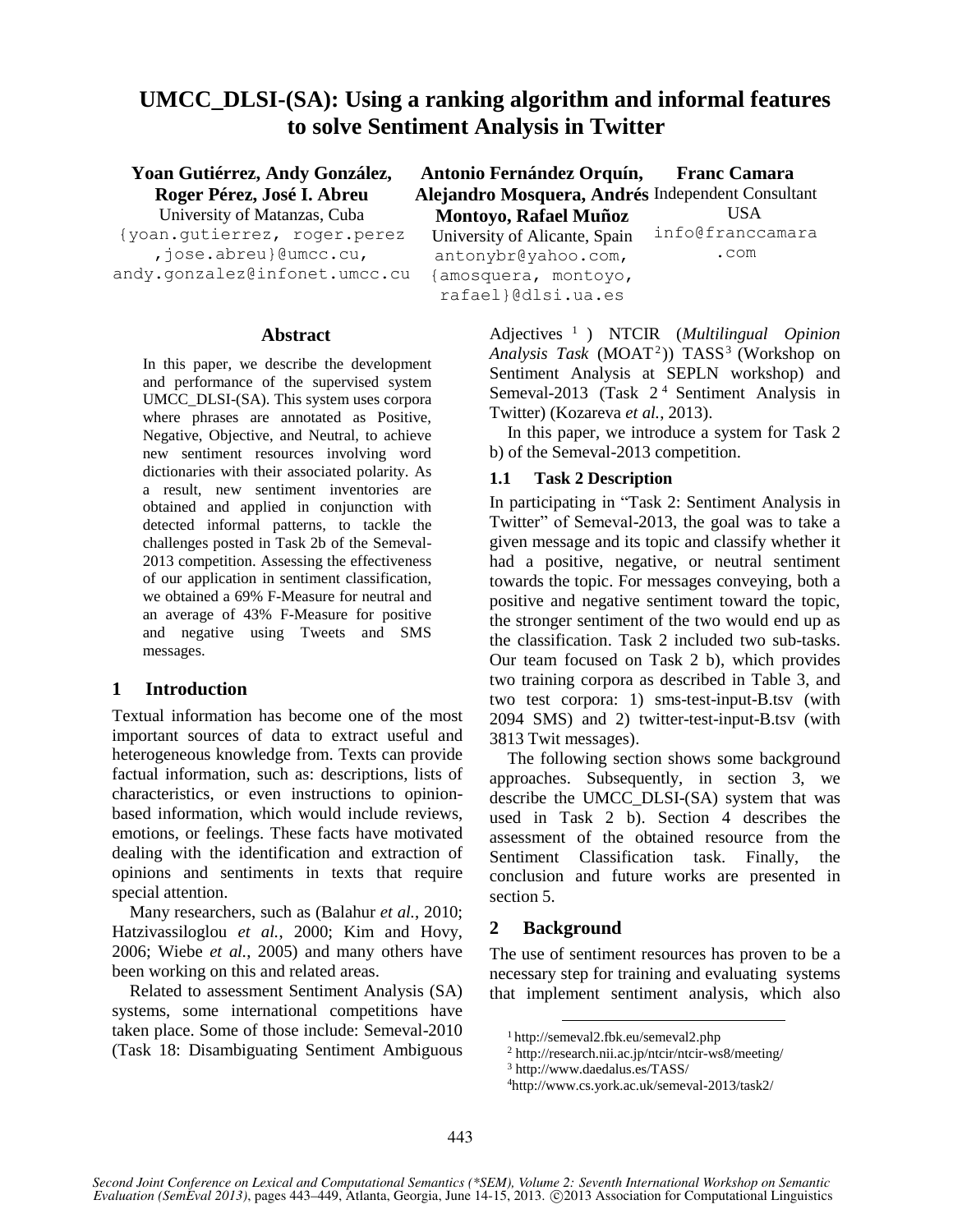# UMCC_DLSI-(SA): Using a ranking algorithm and informal features to solve Sentiment Analysis in Twitter

**Yoan Gutiérrez, Andy González, Roger Pérez, José I. Abreu**
University of Matanzas, Cuba
{yoan.gutierrez, roger.perez,jose.abreu}@umcc.cu, andy.gonzalez@infonet.umcc.cu

**Antonio Fernández Orquín, Alejandro Mosquera, Andrés Montoyo, Rafael Muñoz**
University of Alicante, Spain
antonybr@yahoo.com, {amosquera, montoyo, rafael}@dlsi.ua.es

**Franc Camara**
Independent Consultant
USA
info@franccamara.com

## Abstract

In this paper, we describe the development and performance of the supervised system UMCC_DLSI-(SA). This system uses corpora where phrases are annotated as Positive, Negative, Objective, and Neutral, to achieve new sentiment resources involving word dictionaries with their associated polarity. As a result, new sentiment inventories are obtained and applied in conjunction with detected informal patterns, to tackle the challenges posted in Task 2b of the Semeval-2013 competition. Assessing the effectiveness of our application in sentiment classification, we obtained a 69% F-Measure for neutral and an average of 43% F-Measure for positive and negative using Tweets and SMS messages.

## 1 Introduction

Textual information has become one of the most important sources of data to extract useful and heterogeneous knowledge from. Texts can provide factual information, such as: descriptions, lists of characteristics, or even instructions to opinion-based information, which would include reviews, emotions, or feelings. These facts have motivated dealing with the identification and extraction of opinions and sentiments in texts that require special attention.

Many researchers, such as (Balahur *et al.*, 2010; Hatzivassiloglou *et al.*, 2000; Kim and Hovy, 2006; Wiebe *et al.*, 2005) and many others have been working on this and related areas.

Related to assessment Sentiment Analysis (SA) systems, some international competitions have taken place. Some of those include: Semeval-2010 (Task 18: Disambiguating Sentiment Ambiguous Adjectives [1]) NTCIR (*Multilingual Opinion Analysis Task* (MOAT[2])) TASS[3] (Workshop on Sentiment Analysis at SEPLN workshop) and Semeval-2013 (Task 2[4] Sentiment Analysis in Twitter) (Kozareva *et al.*, 2013).

In this paper, we introduce a system for Task 2 b) of the Semeval-2013 competition.

### 1.1 Task 2 Description

In participating in "Task 2: Sentiment Analysis in Twitter" of Semeval-2013, the goal was to take a given message and its topic and classify whether it had a positive, negative, or neutral sentiment towards the topic. For messages conveying, both a positive and negative sentiment toward the topic, the stronger sentiment of the two would end up as the classification. Task 2 included two sub-tasks. Our team focused on Task 2 b), which provides two training corpora as described in Table 3, and two test corpora: 1) sms-test-input-B.tsv (with 2094 SMS) and 2) twitter-test-input-B.tsv (with 3813 Twit messages).

The following section shows some background approaches. Subsequently, in section 3, we describe the UMCC_DLSI-(SA) system that was used in Task 2 b). Section 4 describes the assessment of the obtained resource from the Sentiment Classification task. Finally, the conclusion and future works are presented in section 5.

## 2 Background

The use of sentiment resources has proven to be a necessary step for training and evaluating systems that implement sentiment analysis, which also

---

[1] http://semeval2.fbk.eu/semeval2.php

[2] http://research.nii.ac.jp/ntcir/ntcir-ws8/meeting/

[3] http://www.daedalus.es/TASS/

[4] http://www.cs.york.ac.uk/semeval-2013/task2/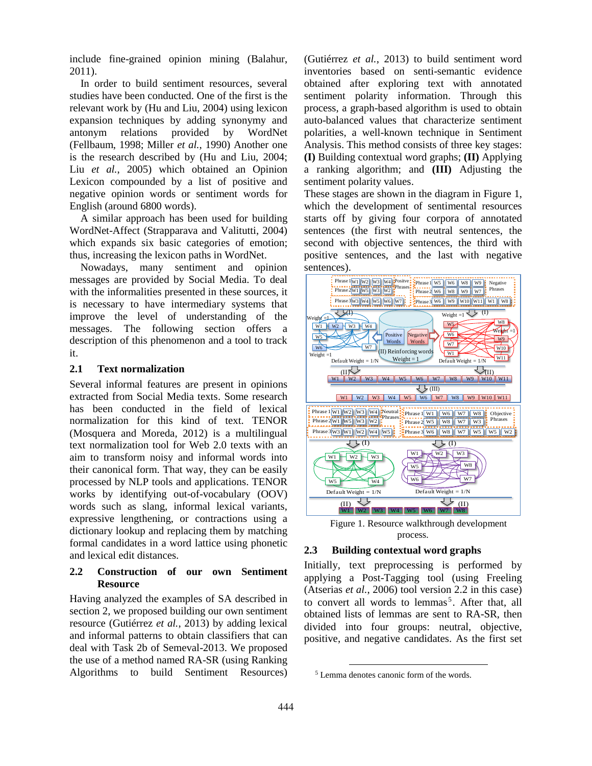include fine-grained opinion mining (Balahur, 2011).

In order to build sentiment resources, several studies have been conducted. One of the first is the relevant work by (Hu and Liu, 2004) using lexicon expansion techniques by adding synonymy and antonym relations provided by WordNet (Fellbaum, 1998; Miller *et al.*, 1990) Another one is the research described by (Hu and Liu, 2004; Liu *et al.*, 2005) which obtained an Opinion Lexicon compounded by a list of positive and negative opinion words or sentiment words for English (around 6800 words).

A similar approach has been used for building WordNet-Affect (Strapparava and Valitutti, 2004) which expands six basic categories of emotion; thus, increasing the lexicon paths in WordNet.

Nowadays, many sentiment and opinion messages are provided by Social Media. To deal with the informalities presented in these sources, it is necessary to have intermediary systems that improve the level of understanding of the messages. The following section offers a description of this phenomenon and a tool to track it.

## 2.1 Text normalization

Several informal features are present in opinions extracted from Social Media texts. Some research has been conducted in the field of lexical normalization for this kind of text. TENOR (Mosquera and Moreda, 2012) is a multilingual text normalization tool for Web 2.0 texts with an aim to transform noisy and informal words into their canonical form. That way, they can be easily processed by NLP tools and applications. TENOR works by identifying out-of-vocabulary (OOV) words such as slang, informal lexical variants, expressive lengthening, or contractions using a dictionary lookup and replacing them by matching formal candidates in a word lattice using phonetic and lexical edit distances.

## 2.2 Construction of our own Sentiment Resource

Having analyzed the examples of SA described in section 2, we proposed building our own sentiment resource (Gutiérrez *et al.*, 2013) by adding lexical and informal patterns to obtain classifiers that can deal with Task 2b of Semeval-2013. We proposed the use of a method named RA-SR (using Ranking Algorithms to build Sentiment Resources) (Gutiérrez *et al.*, 2013) to build sentiment word inventories based on senti-semantic evidence obtained after exploring text with annotated sentiment polarity information. Through this process, a graph-based algorithm is used to obtain auto-balanced values that characterize sentiment polarities, a well-known technique in Sentiment Analysis. This method consists of three key stages: **(I)** Building contextual word graphs; **(II)** Applying a ranking algorithm; and **(III)** Adjusting the sentiment polarity values.

These stages are shown in the diagram in Figure 1, which the development of sentimental resources starts off by giving four corpora of annotated sentences (the first with neutral sentences, the second with objective sentences, the third with positive sentences, and the last with negative sentences).

Figure 1. Resource walkthrough development process.

## 2.3 Building contextual word graphs

Initially, text preprocessing is performed by applying a Post-Tagging tool (using Freeling (Atserias *et al.*, 2006) tool version 2.2 in this case) to convert all words to lemmas[5]. After that, all obtained lists of lemmas are sent to RA-SR, then divided into four groups: neutral, objective, positive, and negative candidates. As the first set

[5] Lemma denotes canonic form of the words.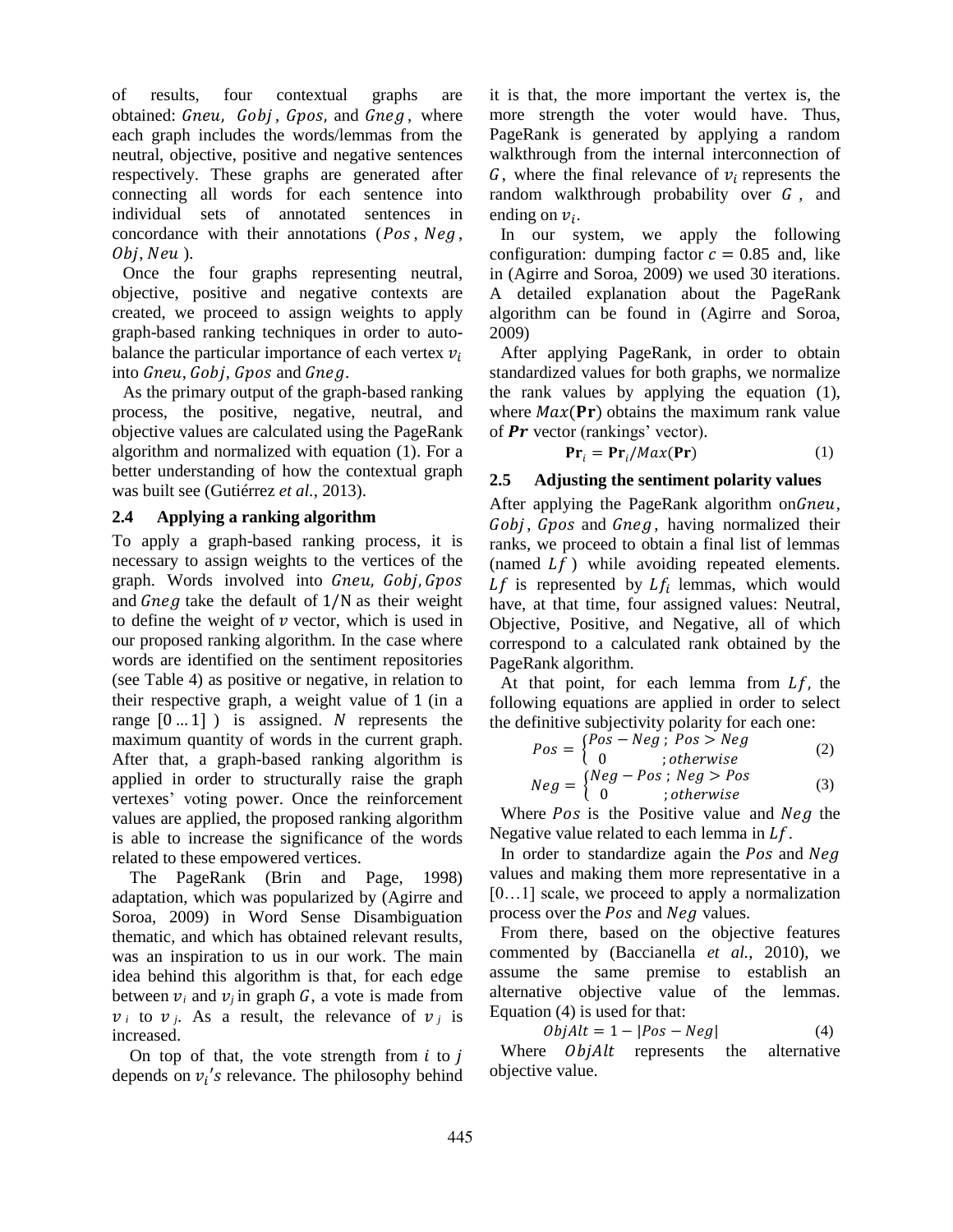of results, four contextual graphs are obtained: $Gneu$, $Gobj$, $Gpos$, and $Gneg$, where each graph includes the words/lemmas from the neutral, objective, positive and negative sentences respectively. These graphs are generated after connecting all words for each sentence into individual sets of annotated sentences in concordance with their annotations ($Pos$, $Neg$, $Obj$, $Neu$).

Once the four graphs representing neutral, objective, positive and negative contexts are created, we proceed to assign weights to apply graph-based ranking techniques in order to auto-balance the particular importance of each vertex $v_i$ into $Gneu$, $Gobj$, $Gpos$ and $Gneg$.

As the primary output of the graph-based ranking process, the positive, negative, neutral, and objective values are calculated using the PageRank algorithm and normalized with equation (1). For a better understanding of how the contextual graph was built see (Gutiérrez *et al.*, 2013).

## 2.4 Applying a ranking algorithm

To apply a graph-based ranking process, it is necessary to assign weights to the vertices of the graph. Words involved into $Gneu$, $Gobj$, $Gpos$ and $Gneg$ take the default of $1/\mathrm{N}$ as their weight to define the weight of $v$ vector, which is used in our proposed ranking algorithm. In the case where words are identified on the sentiment repositories (see Table 4) as positive or negative, in relation to their respective graph, a weight value of 1 (in a range $[0 \dots 1]$) is assigned. $N$ represents the maximum quantity of words in the current graph. After that, a graph-based ranking algorithm is applied in order to structurally raise the graph vertexes' voting power. Once the reinforcement values are applied, the proposed ranking algorithm is able to increase the significance of the words related to these empowered vertices.

The PageRank (Brin and Page, 1998) adaptation, which was popularized by (Agirre and Soroa, 2009) in Word Sense Disambiguation thematic, and which has obtained relevant results, was an inspiration to us in our work. The main idea behind this algorithm is that, for each edge between $v_i$ and $v_j$ in graph $G$, a vote is made from $v_i$ to $v_j$. As a result, the relevance of $v_j$ is increased.

On top of that, the vote strength from $i$ to $j$ depends on $v_i$'s relevance. The philosophy behind it is that, the more important the vertex is, the more strength the voter would have. Thus, PageRank is generated by applying a random walkthrough from the internal interconnection of $G$, where the final relevance of $v_i$ represents the random walkthrough probability over $G$, and ending on $v_i$.

In our system, we apply the following configuration: dumping factor $c = 0.85$ and, like in (Agirre and Soroa, 2009) we used 30 iterations. A detailed explanation about the PageRank algorithm can be found in (Agirre and Soroa, 2009)

After applying PageRank, in order to obtain standardized values for both graphs, we normalize the rank values by applying the equation (1), where $Max(\mathbf{Pr})$ obtains the maximum rank value of $\boldsymbol{Pr}$ vector (rankings' vector).

$$\mathbf{Pr}_i = \mathbf{Pr}_i / Max(\mathbf{Pr}) \tag{1}$$

## 2.5 Adjusting the sentiment polarity values

After applying the PageRank algorithm on $Gneu$, $Gobj$, $Gpos$ and $Gneg$, having normalized their ranks, we proceed to obtain a final list of lemmas (named $Lf$) while avoiding repeated elements. $Lf$ is represented by $Lf_i$ lemmas, which would have, at that time, four assigned values: Neutral, Objective, Positive, and Negative, all of which correspond to a calculated rank obtained by the PageRank algorithm.

At that point, for each lemma from $Lf$, the following equations are applied in order to select the definitive subjectivity polarity for each one:

$$Pos = \begin{cases} Pos - Neg\,; & Pos > Neg \\ 0 & ; otherwise \end{cases} \tag{2}$$

$$Neg = \begin{cases} Neg - Pos\,; & Neg > Pos \\ 0 & ; otherwise \end{cases} \tag{3}$$

Where $Pos$ is the Positive value and $Neg$ the Negative value related to each lemma in $Lf$.

In order to standardize again the $Pos$ and $Neg$ values and making them more representative in a $[0 \dots 1]$ scale, we proceed to apply a normalization process over the $Pos$ and $Neg$ values.

From there, based on the objective features commented by (Baccianella *et al.*, 2010), we assume the same premise to establish an alternative objective value of the lemmas. Equation (4) is used for that:

$$ObjAlt = 1 - |Pos - Neg| \tag{4}$$

Where $ObjAlt$ represents the alternative objective value.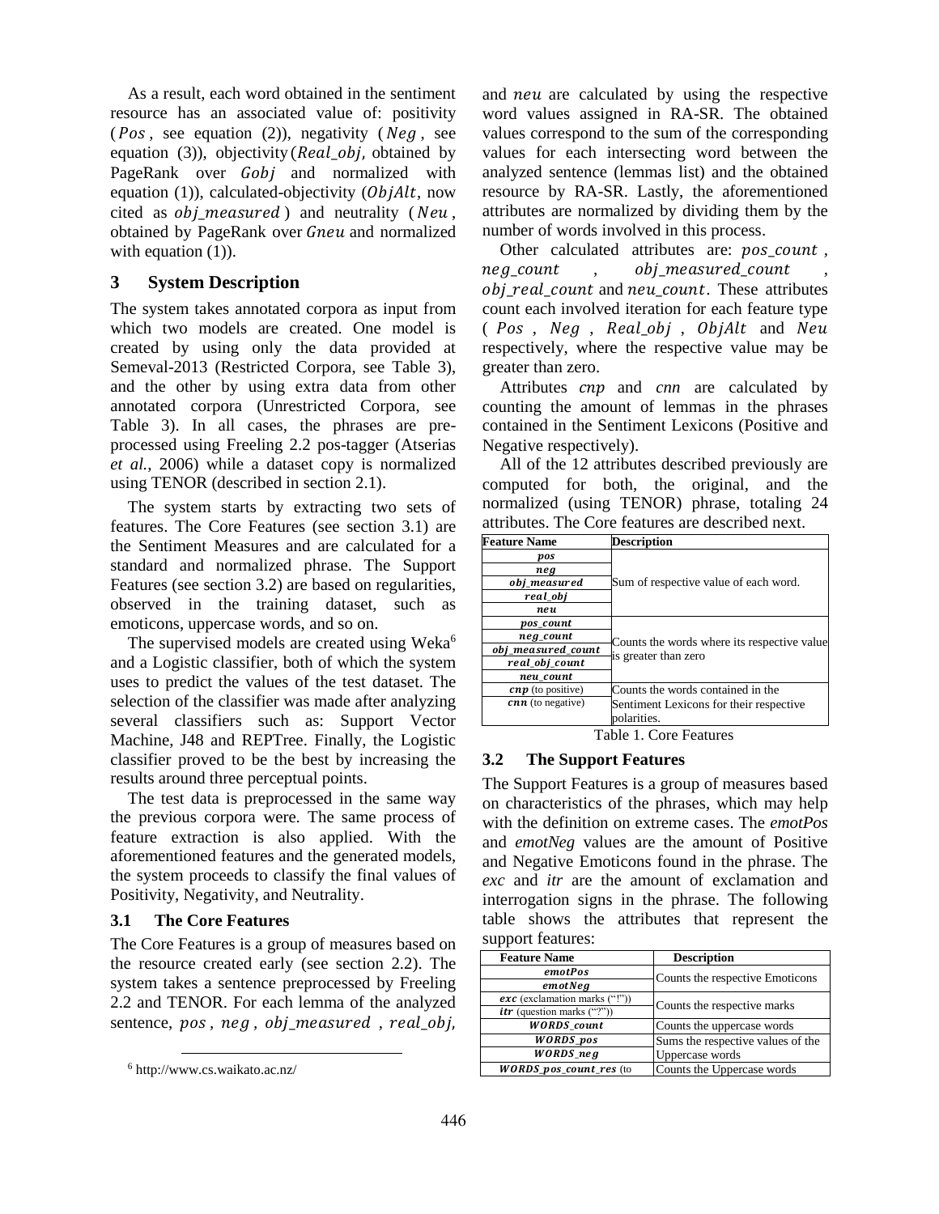As a result, each word obtained in the sentiment resource has an associated value of: positivity ($Pos$, see equation (2)), negativity ($Neg$, see equation (3)), objectivity ($Real\_obj$, obtained by PageRank over $Gobj$ and normalized with equation (1)), calculated-objectivity ($ObjAlt$, now cited as $obj\_measured$) and neutrality ($Neu$, obtained by PageRank over $Gneu$ and normalized with equation (1)).

## 3 System Description

The system takes annotated corpora as input from which two models are created. One model is created by using only the data provided at Semeval-2013 (Restricted Corpora, see Table 3), and the other by using extra data from other annotated corpora (Unrestricted Corpora, see Table 3). In all cases, the phrases are pre-processed using Freeling 2.2 pos-tagger (Atserias *et al.*, 2006) while a dataset copy is normalized using TENOR (described in section 2.1).

The system starts by extracting two sets of features. The Core Features (see section 3.1) are the Sentiment Measures and are calculated for a standard and normalized phrase. The Support Features (see section 3.2) are based on regularities, observed in the training dataset, such as emoticons, uppercase words, and so on.

The supervised models are created using Weka[6] and a Logistic classifier, both of which the system uses to predict the values of the test dataset. The selection of the classifier was made after analyzing several classifiers such as: Support Vector Machine, J48 and REPTree. Finally, the Logistic classifier proved to be the best by increasing the results around three perceptual points.

The test data is preprocessed in the same way the previous corpora were. The same process of feature extraction is also applied. With the aforementioned features and the generated models, the system proceeds to classify the final values of Positivity, Negativity, and Neutrality.

### 3.1 The Core Features

The Core Features is a group of measures based on the resource created early (see section 2.2). The system takes a sentence preprocessed by Freeling 2.2 and TENOR. For each lemma of the analyzed sentence, $pos$, $neg$, $obj\_measured$, $real\_obj$, and $neu$ are calculated by using the respective word values assigned in RA-SR. The obtained values correspond to the sum of the corresponding values for each intersecting word between the analyzed sentence (lemmas list) and the obtained resource by RA-SR. Lastly, the aforementioned attributes are normalized by dividing them by the number of words involved in this process.

Other calculated attributes are: $pos\_count$, $neg\_count$, $obj\_measured\_count$, $obj\_real\_count$ and $neu\_count$. These attributes count each involved iteration for each feature type ($Pos$, $Neg$, $Real\_obj$, $ObjAlt$ and $Neu$ respectively, where the respective value may be greater than zero.

Attributes *cnp* and *cnn* are calculated by counting the amount of lemmas in the phrases contained in the Sentiment Lexicons (Positive and Negative respectively).

All of the 12 attributes described previously are computed for both, the original, and the normalized (using TENOR) phrase, totaling 24 attributes. The Core features are described next.

| Feature Name | Description |
|---|---|
| $pos$ | Sum of respective value of each word. |
| $neg$ | |
| $obj\_measured$ | |
| $real\_obj$ | |
| $neu$ | |
| $pos\_count$ | Counts the words where its respective value is greater than zero |
| $neg\_count$ | |
| $obj\_measured\_count$ | |
| $real\_obj\_count$ | |
| $neu\_count$ | |
| $cnp$ (to positive) | Counts the words contained in the Sentiment Lexicons for their respective polarities. |
| $cnn$ (to negative) | |

Table 1. Core Features

### 3.2 The Support Features

The Support Features is a group of measures based on characteristics of the phrases, which may help with the definition on extreme cases. The *emotPos* and *emotNeg* values are the amount of Positive and Negative Emoticons found in the phrase. The *exc* and *itr* are the amount of exclamation and interrogation signs in the phrase. The following table shows the attributes that represent the support features:

| Feature Name | Description |
|---|---|
| $emotPos$ | Counts the respective Emoticons |
| $emotNeg$ | |
| $exc$ (exclamation marks ("!")) | Counts the respective marks |
| $itr$ (question marks ("?")) | |
| $WORDS\_count$ | Counts the uppercase words |
| $WORDS\_pos$ | Sums the respective values of the Uppercase words |
| $WORDS\_neg$ | |
| $WORDS\_pos\_count\_res$ (to | Counts the Uppercase words |

[6] http://www.cs.waikato.ac.nz/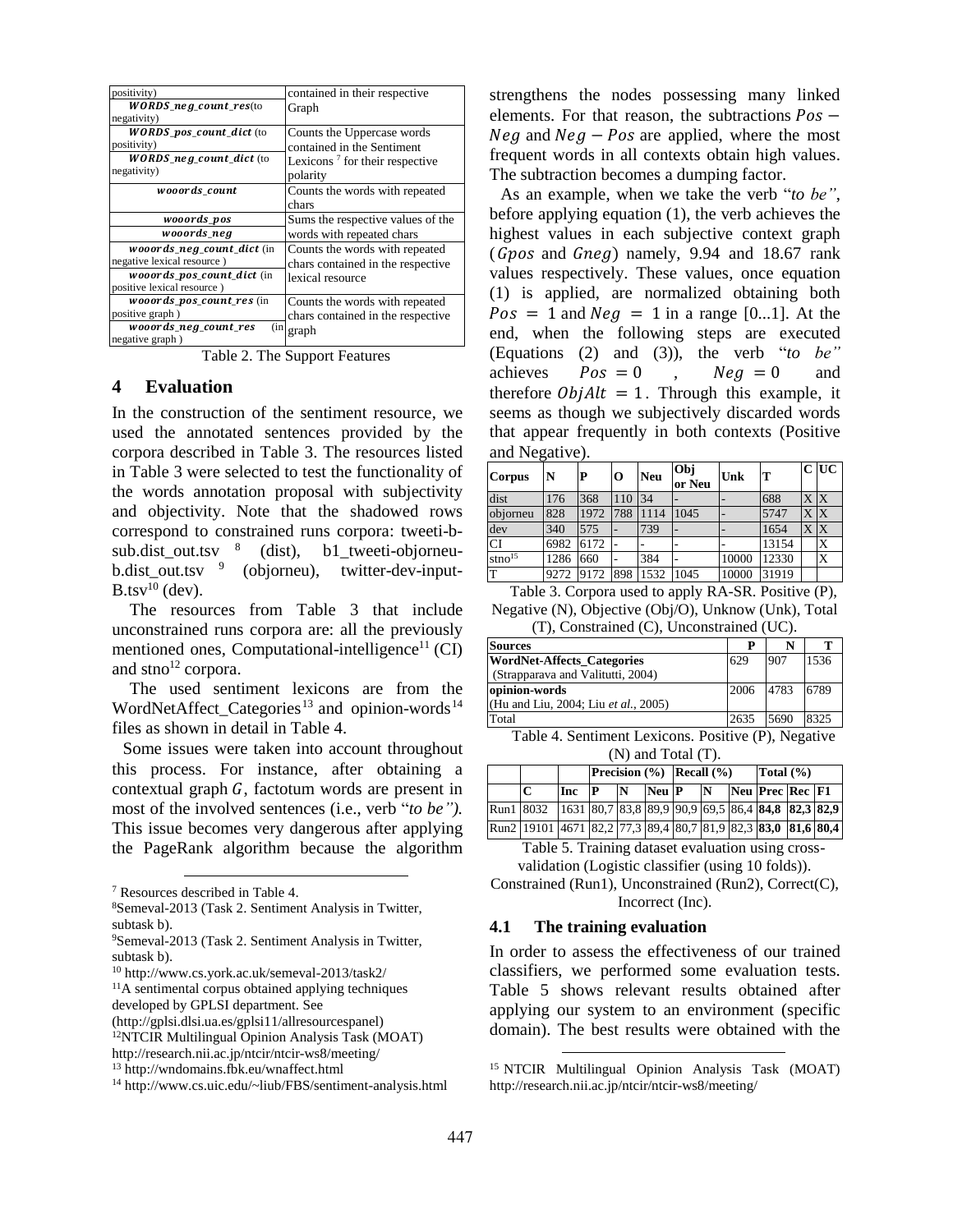| | |
|---|---|
| positivity) | contained in their respective Graph |
| *WORDS_neg_count_res*(to negativity) | |
| *WORDS_pos_count_dict* (to positivity) | Counts the Uppercase words contained in the Sentiment Lexicons [7] for their respective polarity |
| *WORDS_neg_count_dict* (to negativity) | |
| *wooords_count* | Counts the words with repeated chars |
| *wooords_pos* | Sums the respective values of the words with repeated chars |
| *wooords_neg* | |
| *wooords_neg_count_dict* (in negative lexical resource ) | Counts the words with repeated chars contained in the respective lexical resource |
| *wooords_pos_count_dict* (in positive lexical resource ) | |
| *wooords_pos_count_res* (in positive graph ) | Counts the words with repeated chars contained in the respective graph |
| *wooords_neg_count_res* (in negative graph ) | |

Table 2. The Support Features

## 4 Evaluation

In the construction of the sentiment resource, we used the annotated sentences provided by the corpora described in Table 3. The resources listed in Table 3 were selected to test the functionality of the words annotation proposal with subjectivity and objectivity. Note that the shadowed rows correspond to constrained runs corpora: tweeti-b-sub.dist_out.tsv [8] (dist), b1_tweeti-objorneu-b.dist_out.tsv [9] (objorneu), twitter-dev-input-B.tsv[10] (dev).

The resources from Table 3 that include unconstrained runs corpora are: all the previously mentioned ones, Computational-intelligence[11] (CI) and stno[12] corpora.

The used sentiment lexicons are from the WordNetAffect_Categories[13] and opinion-words[14] files as shown in detail in Table 4.

Some issues were taken into account throughout this process. For instance, after obtaining a contextual graph $G$, factotum words are present in most of the involved sentences (i.e., verb "*to be").* This issue becomes very dangerous after applying the PageRank algorithm because the algorithm strengthens the nodes possessing many linked elements. For that reason, the subtractions $Pos - Neg$ and $Neg - Pos$ are applied, where the most frequent words in all contexts obtain high values. The subtraction becomes a dumping factor.

As an example, when we take the verb "*to be"*, before applying equation (1), the verb achieves the highest values in each subjective context graph ($Gpos$ and $Gneg$) namely, 9.94 and 18.67 rank values respectively. These values, once equation (1) is applied, are normalized obtaining both $Pos = 1$ and $Neg = 1$ in a range [0...1]. At the end, when the following steps are executed (Equations (2) and (3)), the verb "*to be"* achieves $Pos = 0$ , $Neg = 0$ and therefore $ObjAlt = 1$. Through this example, it seems as though we subjectively discarded words that appear frequently in both contexts (Positive and Negative).

| Corpus | N | P | O | Neu | Obj or Neu | Unk | T | C | UC |
|---|---|---|---|---|---|---|---|---|---|
| dist | 176 | 368 | 110 | 34 | - | - | 688 | X | X |
| objorneu | 828 | 1972 | 788 | 1114 | 1045 | - | 5747 | X | X |
| dev | 340 | 575 | - | 739 | - | - | 1654 | X | X |
| CI | 6982 | 6172 | - | - | - | - | 13154 | | X |
| stno[15] | 1286 | 660 | - | 384 | - | 10000 | 12330 | | X |
| T | 9272 | 9172 | 898 | 1532 | 1045 | 10000 | 31919 | | |

Table 3. Corpora used to apply RA-SR. Positive (P), Negative (N), Objective (Obj/O), Unknow (Unk), Total (T), Constrained (C), Unconstrained (UC).

| Sources | P | N | T |
|---|---|---|---|
| **WordNet-Affects_Categories** (Strapparava and Valitutti, 2004) | 629 | 907 | 1536 |
| **opinion-words** (Hu and Liu, 2004; Liu *et al.*, 2005) | 2006 | 4783 | 6789 |
| Total | 2635 | 5690 | 8325 |

Table 4. Sentiment Lexicons. Positive (P), Negative (N) and Total (T).

| | | | Precision (%) | | | Recall (%) | | | Total (%) | | |
|---|---|---|---|---|---|---|---|---|---|---|---|
| | C | Inc | P | N | Neu | P | N | Neu | Prec | Rec | F1 |
| Run1 | 8032 | 1631 | 80,7 | 83,8 | 89,9 | 90,9 | 69,5 | 86,4 | **84,8** | **82,3** | **82,9** |
| Run2 | 19101 | 4671 | 82,2 | 77,3 | 89,4 | 80,7 | 81,9 | 82,3 | **83,0** | **81,6** | **80,4** |

Table 5. Training dataset evaluation using cross-validation (Logistic classifier (using 10 folds)). Constrained (Run1), Unconstrained (Run2), Correct(C), Incorrect (Inc).

### 4.1 The training evaluation

In order to assess the effectiveness of our trained classifiers, we performed some evaluation tests. Table 5 shows relevant results obtained after applying our system to an environment (specific domain). The best results were obtained with the

[7] Resources described in Table 4.

[8] Semeval-2013 (Task 2. Sentiment Analysis in Twitter, subtask b).

[9] Semeval-2013 (Task 2. Sentiment Analysis in Twitter, subtask b).

[10] http://www.cs.york.ac.uk/semeval-2013/task2/

[11] A sentimental corpus obtained applying techniques developed by GPLSI department. See (http://gplsi.dlsi.ua.es/gplsi11/allresourcespanel)

[12] NTCIR Multilingual Opinion Analysis Task (MOAT) http://research.nii.ac.jp/ntcir/ntcir-ws8/meeting/

[13] http://wndomains.fbk.eu/wnaffect.html

[14] http://www.cs.uic.edu/~liub/FBS/sentiment-analysis.html

[15] NTCIR Multilingual Opinion Analysis Task (MOAT) http://research.nii.ac.jp/ntcir/ntcir-ws8/meeting/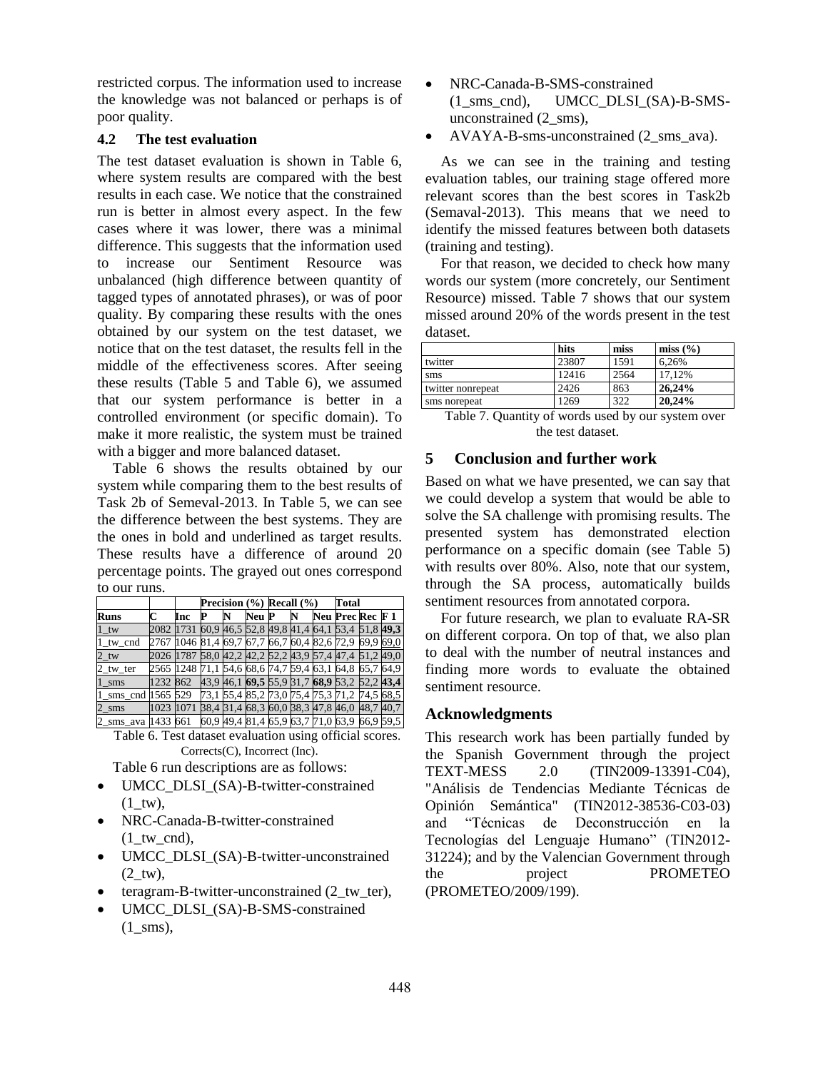restricted corpus. The information used to increase the knowledge was not balanced or perhaps is of poor quality.

### 4.2 The test evaluation

The test dataset evaluation is shown in Table 6, where system results are compared with the best results in each case. We notice that the constrained run is better in almost every aspect. In the few cases where it was lower, there was a minimal difference. This suggests that the information used to increase our Sentiment Resource was unbalanced (high difference between quantity of tagged types of annotated phrases), or was of poor quality. By comparing these results with the ones obtained by our system on the test dataset, we notice that on the test dataset, the results fell in the middle of the effectiveness scores. After seeing these results (Table 5 and Table 6), we assumed that our system performance is better in a controlled environment (or specific domain). To make it more realistic, the system must be trained with a bigger and more balanced dataset.

Table 6 shows the results obtained by our system while comparing them to the best results of Task 2b of Semeval-2013. In Table 5, we can see the difference between the best systems. They are the ones in bold and underlined as target results. These results have a difference of around 20 percentage points. The grayed out ones correspond to our runs.

| | | | Precision (%) | | | Recall (%) | | | Total | | |
|---|---|---|---|---|---|---|---|---|---|---|---|
| **Runs** | **C** | **Inc** | **P** | **N** | **Neu** | **P** | **N** | **Neu** | **Prec** | **Rec** | **F 1** |
| 1_tw | 2082 | 1731 | 60,9 | 46,5 | 52,8 | 49,8 | 41,4 | 64,1 | 53,4 | 51,8 | **49,3** |
| 1_tw_cnd | 2767 | 1046 | 81,4 | 69,7 | 67,7 | 66,7 | 60,4 | 82,6 | 72,9 | 69,9 | <u>69,0</u> |
| 2_tw | 2026 | 1787 | 58,0 | 42,2 | 42,2 | 52,2 | 43,9 | 57,4 | 47,4 | 51,2 | 49,0 |
| 2_tw_ter | 2565 | 1248 | 71,1 | 54,6 | 68,6 | 74,7 | 59,4 | 63,1 | 64,8 | 65,7 | 64,9 |
| 1_sms | 1232 | 862 | 43,9 | 46,1 | **69,5** | 55,9 | 31,7 | **68,9** | 53,2 | 52,2 | **43,4** |
| 1_sms_cnd | 1565 | 529 | 73,1 | 55,4 | 85,2 | 73,0 | 75,4 | 75,3 | 71,2 | 74,5 | <u>68,5</u> |
| 2_sms | 1023 | 1071 | 38,4 | 31,4 | 68,3 | 60,0 | 38,3 | 47,8 | 46,0 | 48,7 | 40,7 |
| 2_sms_ava | 1433 | 661 | 60,9 | 49,4 | 81,4 | 65,9 | 63,7 | 71,0 | 63,9 | 66,9 | 59,5 |

Table 6. Test dataset evaluation using official scores. Corrects(C), Incorrect (Inc).

Table 6 run descriptions are as follows:

- UMCC_DLSI_(SA)-B-twitter-constrained (1_tw),
- NRC-Canada-B-twitter-constrained (1_tw_cnd),
- UMCC_DLSI_(SA)-B-twitter-unconstrained (2_tw),
- teragram-B-twitter-unconstrained (2_tw_ter),
- UMCC_DLSI_(SA)-B-SMS-constrained (1_sms),
- NRC-Canada-B-SMS-constrained (1_sms_cnd), UMCC_DLSI_(SA)-B-SMS-unconstrained (2_sms),
- AVAYA-B-sms-unconstrained (2_sms_ava).

As we can see in the training and testing evaluation tables, our training stage offered more relevant scores than the best scores in Task2b (Semaval-2013). This means that we need to identify the missed features between both datasets (training and testing).

For that reason, we decided to check how many words our system (more concretely, our Sentiment Resource) missed. Table 7 shows that our system missed around 20% of the words present in the test dataset.

| | **hits** | **miss** | **miss (%)** |
|---|---|---|---|
| twitter | 23807 | 1591 | 6,26% |
| sms | 12416 | 2564 | 17,12% |
| twitter nonrepeat | 2426 | 863 | **26,24%** |
| sms norepeat | 1269 | 322 | **20,24%** |

Table 7. Quantity of words used by our system over the test dataset.

## 5 Conclusion and further work

Based on what we have presented, we can say that we could develop a system that would be able to solve the SA challenge with promising results. The presented system has demonstrated election performance on a specific domain (see Table 5) with results over 80%. Also, note that our system, through the SA process, automatically builds sentiment resources from annotated corpora.

For future research, we plan to evaluate RA-SR on different corpora. On top of that, we also plan to deal with the number of neutral instances and finding more words to evaluate the obtained sentiment resource.

## Acknowledgments

This research work has been partially funded by the Spanish Government through the project TEXT-MESS 2.0 (TIN2009-13391-C04), "Análisis de Tendencias Mediante Técnicas de Opinión Semántica" (TIN2012-38536-C03-03) and "Técnicas de Deconstrucción en la Tecnologías del Lenguaje Humano" (TIN2012-31224); and by the Valencian Government through the project PROMETEO (PROMETEO/2009/199).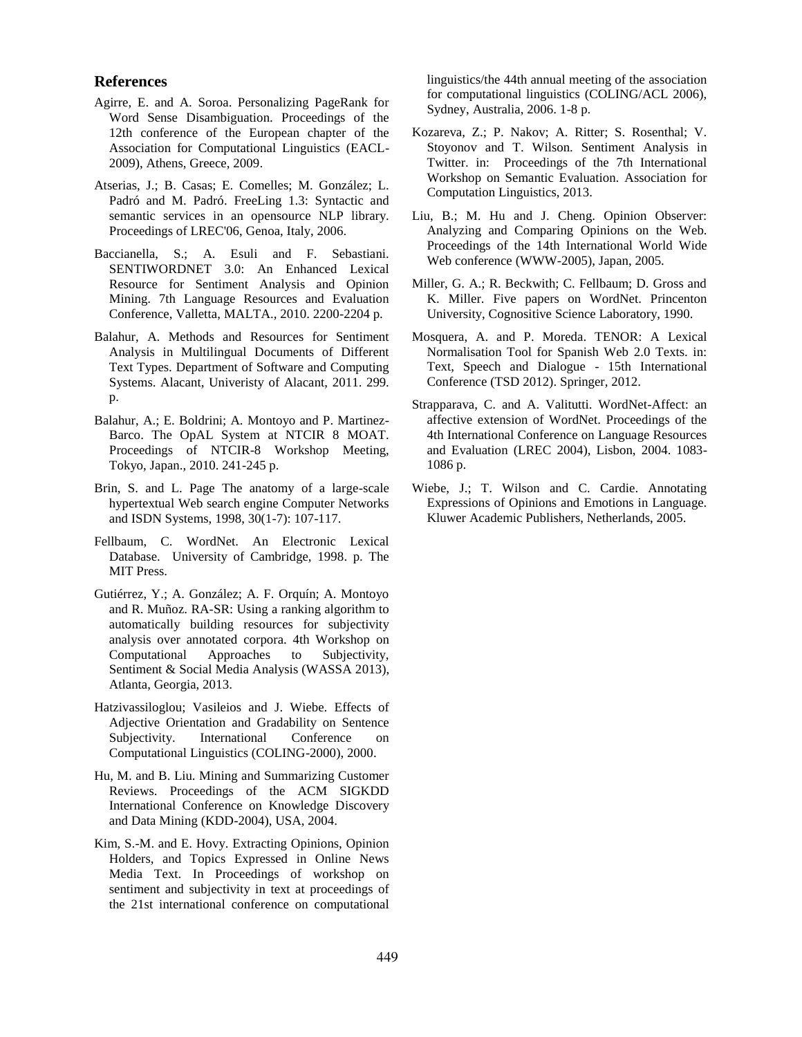## References

Agirre, E. and A. Soroa. Personalizing PageRank for Word Sense Disambiguation. Proceedings of the 12th conference of the European chapter of the Association for Computational Linguistics (EACL-2009), Athens, Greece, 2009.

Atserias, J.; B. Casas; E. Comelles; M. González; L. Padró and M. Padró. FreeLing 1.3: Syntactic and semantic services in an opensource NLP library. Proceedings of LREC'06, Genoa, Italy, 2006.

Baccianella, S.; A. Esuli and F. Sebastiani. SENTIWORDNET 3.0: An Enhanced Lexical Resource for Sentiment Analysis and Opinion Mining. 7th Language Resources and Evaluation Conference, Valletta, MALTA., 2010. 2200-2204 p.

Balahur, A. Methods and Resources for Sentiment Analysis in Multilingual Documents of Different Text Types. Department of Software and Computing Systems. Alacant, Univeristy of Alacant, 2011. 299. p.

Balahur, A.; E. Boldrini; A. Montoyo and P. Martinez-Barco. The OpAL System at NTCIR 8 MOAT. Proceedings of NTCIR-8 Workshop Meeting, Tokyo, Japan., 2010. 241-245 p.

Brin, S. and L. Page The anatomy of a large-scale hypertextual Web search engine Computer Networks and ISDN Systems, 1998, 30(1-7): 107-117.

Fellbaum, C. WordNet. An Electronic Lexical Database. University of Cambridge, 1998. p. The MIT Press.

Gutiérrez, Y.; A. González; A. F. Orquín; A. Montoyo and R. Muñoz. RA-SR: Using a ranking algorithm to automatically building resources for subjectivity analysis over annotated corpora. 4th Workshop on Computational Approaches to Subjectivity, Sentiment & Social Media Analysis (WASSA 2013), Atlanta, Georgia, 2013.

Hatzivassiloglou; Vasileios and J. Wiebe. Effects of Adjective Orientation and Gradability on Sentence Subjectivity. International Conference on Computational Linguistics (COLING-2000), 2000.

Hu, M. and B. Liu. Mining and Summarizing Customer Reviews. Proceedings of the ACM SIGKDD International Conference on Knowledge Discovery and Data Mining (KDD-2004), USA, 2004.

Kim, S.-M. and E. Hovy. Extracting Opinions, Opinion Holders, and Topics Expressed in Online News Media Text. In Proceedings of workshop on sentiment and subjectivity in text at proceedings of the 21st international conference on computational linguistics/the 44th annual meeting of the association for computational linguistics (COLING/ACL 2006), Sydney, Australia, 2006. 1-8 p.

Kozareva, Z.; P. Nakov; A. Ritter; S. Rosenthal; V. Stoyonov and T. Wilson. Sentiment Analysis in Twitter. in: Proceedings of the 7th International Workshop on Semantic Evaluation. Association for Computation Linguistics, 2013.

Liu, B.; M. Hu and J. Cheng. Opinion Observer: Analyzing and Comparing Opinions on the Web. Proceedings of the 14th International World Wide Web conference (WWW-2005), Japan, 2005.

Miller, G. A.; R. Beckwith; C. Fellbaum; D. Gross and K. Miller. Five papers on WordNet. Princenton University, Cognositive Science Laboratory, 1990.

Mosquera, A. and P. Moreda. TENOR: A Lexical Normalisation Tool for Spanish Web 2.0 Texts. in: Text, Speech and Dialogue - 15th International Conference (TSD 2012). Springer, 2012.

Strapparava, C. and A. Valitutti. WordNet-Affect: an affective extension of WordNet. Proceedings of the 4th International Conference on Language Resources and Evaluation (LREC 2004), Lisbon, 2004. 1083-1086 p.

Wiebe, J.; T. Wilson and C. Cardie. Annotating Expressions of Opinions and Emotions in Language. Kluwer Academic Publishers, Netherlands, 2005.